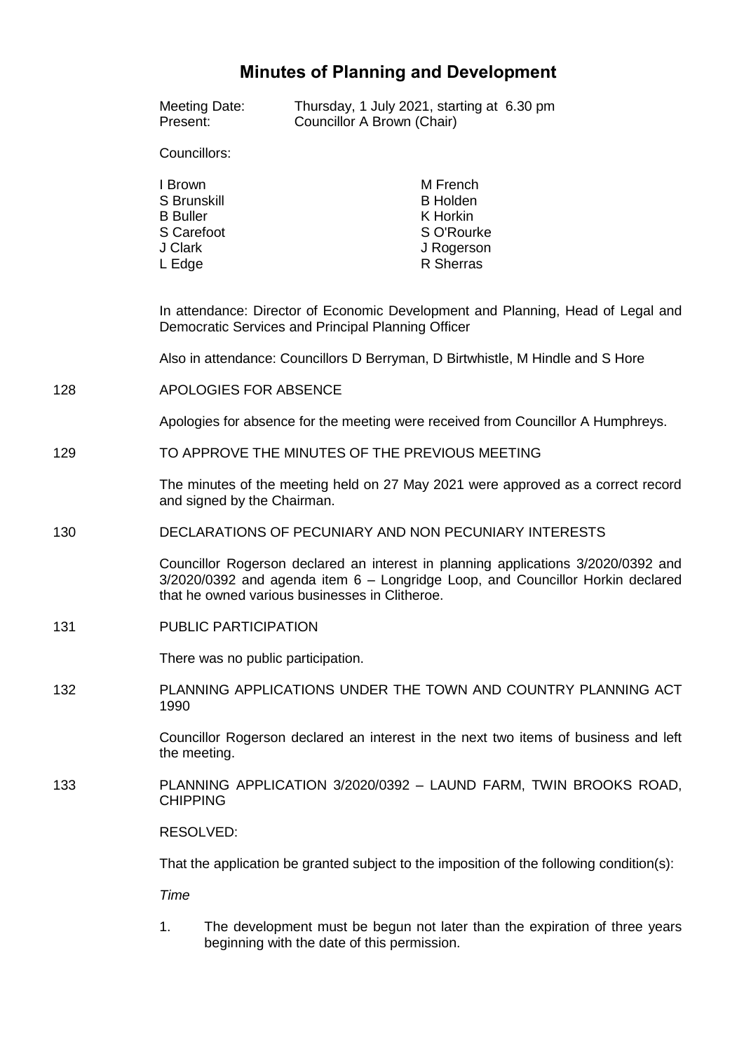# Minutes of Planning and Development

Meeting Date: Thursday, 1 July 2021, starting at 6.30 pm
Present: Councillor A Brown (Chair)

Councillors:

| | |
|---|---|
| I Brown | M French |
| S Brunskill | B Holden |
| B Buller | K Horkin |
| S Carefoot | S O'Rourke |
| J Clark | J Rogerson |
| L Edge | R Sherras |

In attendance: Director of Economic Development and Planning, Head of Legal and Democratic Services and Principal Planning Officer

Also in attendance: Councillors D Berryman, D Birtwhistle, M Hindle and S Hore

128 APOLOGIES FOR ABSENCE

Apologies for absence for the meeting were received from Councillor A Humphreys.

129 TO APPROVE THE MINUTES OF THE PREVIOUS MEETING

The minutes of the meeting held on 27 May 2021 were approved as a correct record and signed by the Chairman.

130 DECLARATIONS OF PECUNIARY AND NON PECUNIARY INTERESTS

Councillor Rogerson declared an interest in planning applications 3/2020/0392 and 3/2020/0392 and agenda item 6 – Longridge Loop, and Councillor Horkin declared that he owned various businesses in Clitheroe.

131 PUBLIC PARTICIPATION

There was no public participation.

132 PLANNING APPLICATIONS UNDER THE TOWN AND COUNTRY PLANNING ACT 1990

Councillor Rogerson declared an interest in the next two items of business and left the meeting.

133 PLANNING APPLICATION 3/2020/0392 – LAUND FARM, TWIN BROOKS ROAD, CHIPPING

RESOLVED:

That the application be granted subject to the imposition of the following condition(s):

*Time*

1. The development must be begun not later than the expiration of three years beginning with the date of this permission.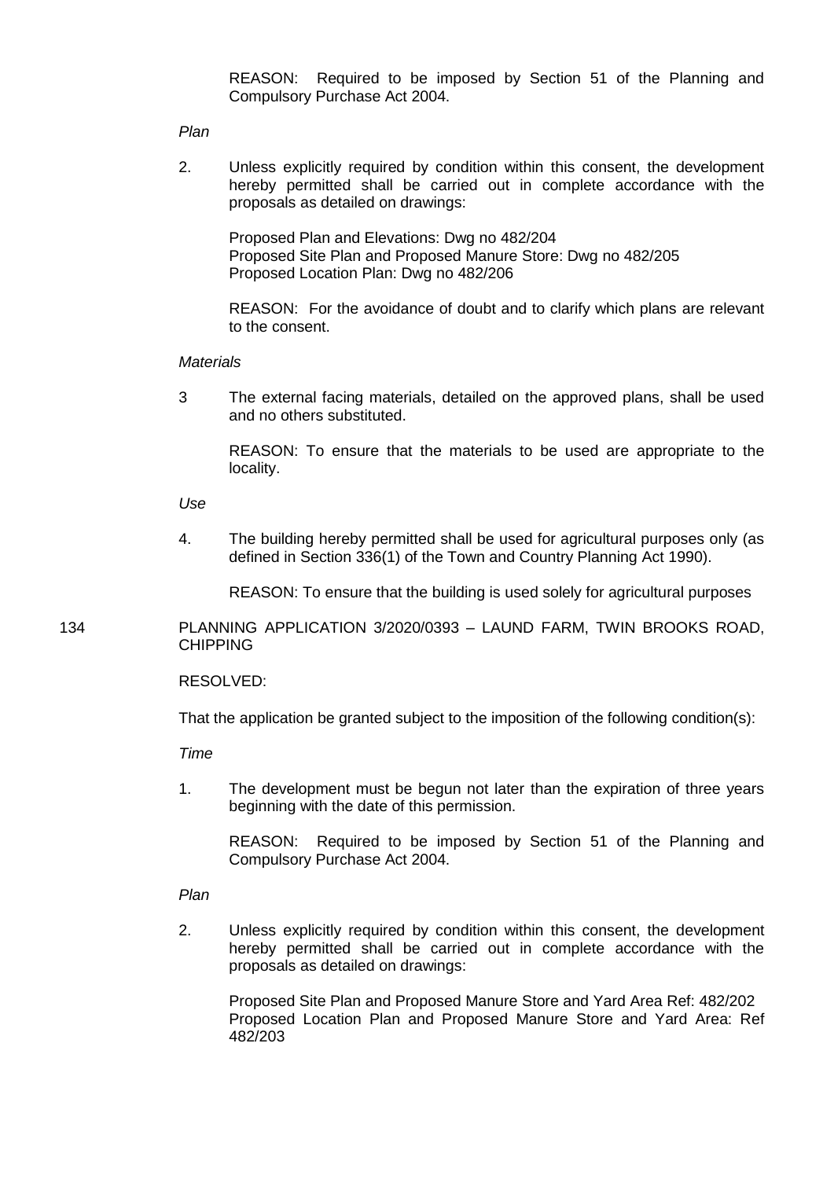REASON: Required to be imposed by Section 51 of the Planning and Compulsory Purchase Act 2004.

*Plan*

2. Unless explicitly required by condition within this consent, the development hereby permitted shall be carried out in complete accordance with the proposals as detailed on drawings:

   Proposed Plan and Elevations: Dwg no 482/204
   Proposed Site Plan and Proposed Manure Store: Dwg no 482/205
   Proposed Location Plan: Dwg no 482/206

   REASON: For the avoidance of doubt and to clarify which plans are relevant to the consent.

*Materials*

3 The external facing materials, detailed on the approved plans, shall be used and no others substituted.

   REASON: To ensure that the materials to be used are appropriate to the locality.

*Use*

4. The building hereby permitted shall be used for agricultural purposes only (as defined in Section 336(1) of the Town and Country Planning Act 1990).

   REASON: To ensure that the building is used solely for agricultural purposes

134 PLANNING APPLICATION 3/2020/0393 – LAUND FARM, TWIN BROOKS ROAD, CHIPPING

RESOLVED:

That the application be granted subject to the imposition of the following condition(s):

*Time*

1. The development must be begun not later than the expiration of three years beginning with the date of this permission.

   REASON: Required to be imposed by Section 51 of the Planning and Compulsory Purchase Act 2004.

*Plan*

2. Unless explicitly required by condition within this consent, the development hereby permitted shall be carried out in complete accordance with the proposals as detailed on drawings:

   Proposed Site Plan and Proposed Manure Store and Yard Area Ref: 482/202
   Proposed Location Plan and Proposed Manure Store and Yard Area: Ref 482/203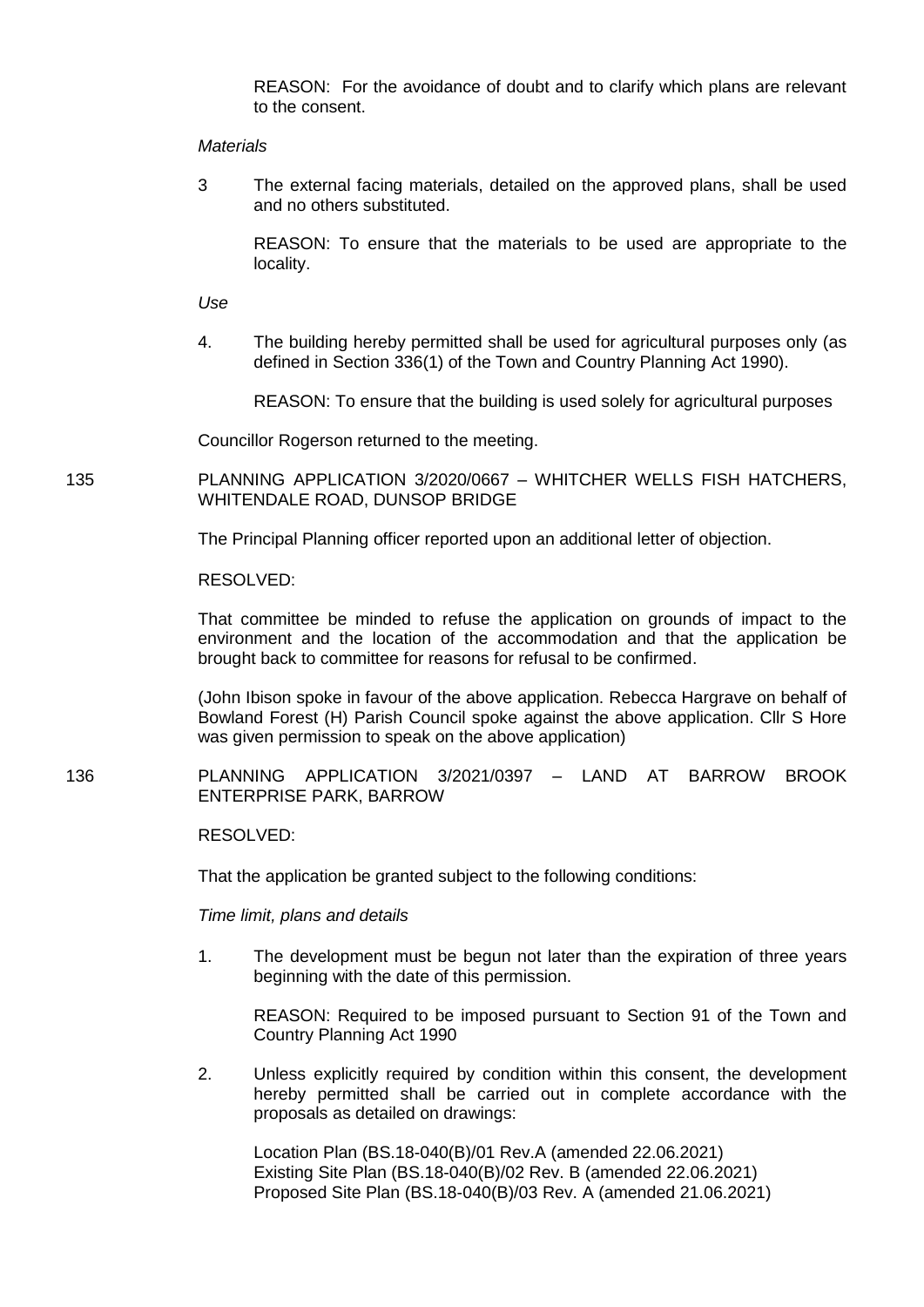REASON: For the avoidance of doubt and to clarify which plans are relevant to the consent.

*Materials*

3 The external facing materials, detailed on the approved plans, shall be used and no others substituted.

REASON: To ensure that the materials to be used are appropriate to the locality.

*Use*

4. The building hereby permitted shall be used for agricultural purposes only (as defined in Section 336(1) of the Town and Country Planning Act 1990).

REASON: To ensure that the building is used solely for agricultural purposes

Councillor Rogerson returned to the meeting.

135 PLANNING APPLICATION 3/2020/0667 – WHITCHER WELLS FISH HATCHERS, WHITENDALE ROAD, DUNSOP BRIDGE

The Principal Planning officer reported upon an additional letter of objection.

RESOLVED:

That committee be minded to refuse the application on grounds of impact to the environment and the location of the accommodation and that the application be brought back to committee for reasons for refusal to be confirmed.

(John Ibison spoke in favour of the above application. Rebecca Hargrave on behalf of Bowland Forest (H) Parish Council spoke against the above application. Cllr S Hore was given permission to speak on the above application)

136 PLANNING APPLICATION 3/2021/0397 – LAND AT BARROW BROOK ENTERPRISE PARK, BARROW

RESOLVED:

That the application be granted subject to the following conditions:

*Time limit, plans and details*

1. The development must be begun not later than the expiration of three years beginning with the date of this permission.

REASON: Required to be imposed pursuant to Section 91 of the Town and Country Planning Act 1990

2. Unless explicitly required by condition within this consent, the development hereby permitted shall be carried out in complete accordance with the proposals as detailed on drawings:

Location Plan (BS.18-040(B)/01 Rev.A (amended 22.06.2021)
Existing Site Plan (BS.18-040(B)/02 Rev. B (amended 22.06.2021)
Proposed Site Plan (BS.18-040(B)/03 Rev. A (amended 21.06.2021)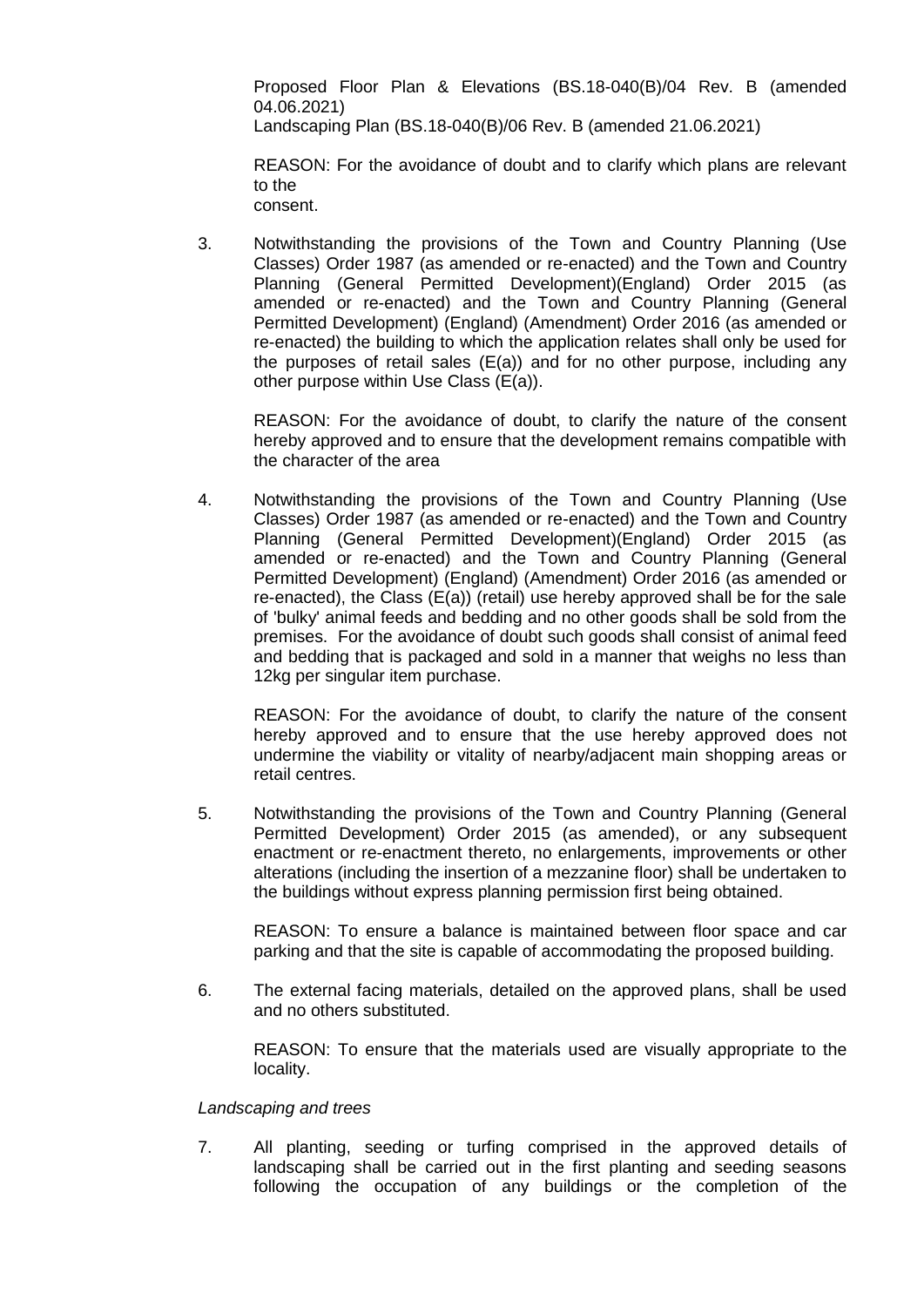Proposed Floor Plan & Elevations (BS.18-040(B)/04 Rev. B (amended 04.06.2021)
Landscaping Plan (BS.18-040(B)/06 Rev. B (amended 21.06.2021)

REASON: For the avoidance of doubt and to clarify which plans are relevant to the
consent.

3. Notwithstanding the provisions of the Town and Country Planning (Use Classes) Order 1987 (as amended or re-enacted) and the Town and Country Planning (General Permitted Development)(England) Order 2015 (as amended or re-enacted) and the Town and Country Planning (General Permitted Development) (England) (Amendment) Order 2016 (as amended or re-enacted) the building to which the application relates shall only be used for the purposes of retail sales (E(a)) and for no other purpose, including any other purpose within Use Class (E(a)).

   REASON: For the avoidance of doubt, to clarify the nature of the consent hereby approved and to ensure that the development remains compatible with the character of the area

4. Notwithstanding the provisions of the Town and Country Planning (Use Classes) Order 1987 (as amended or re-enacted) and the Town and Country Planning (General Permitted Development)(England) Order 2015 (as amended or re-enacted) and the Town and Country Planning (General Permitted Development) (England) (Amendment) Order 2016 (as amended or re-enacted), the Class (E(a)) (retail) use hereby approved shall be for the sale of 'bulky' animal feeds and bedding and no other goods shall be sold from the premises. For the avoidance of doubt such goods shall consist of animal feed and bedding that is packaged and sold in a manner that weighs no less than 12kg per singular item purchase.

   REASON: For the avoidance of doubt, to clarify the nature of the consent hereby approved and to ensure that the use hereby approved does not undermine the viability or vitality of nearby/adjacent main shopping areas or retail centres.

5. Notwithstanding the provisions of the Town and Country Planning (General Permitted Development) Order 2015 (as amended), or any subsequent enactment or re-enactment thereto, no enlargements, improvements or other alterations (including the insertion of a mezzanine floor) shall be undertaken to the buildings without express planning permission first being obtained.

   REASON: To ensure a balance is maintained between floor space and car parking and that the site is capable of accommodating the proposed building.

6. The external facing materials, detailed on the approved plans, shall be used and no others substituted.

   REASON: To ensure that the materials used are visually appropriate to the locality.

*Landscaping and trees*

7. All planting, seeding or turfing comprised in the approved details of landscaping shall be carried out in the first planting and seeding seasons following the occupation of any buildings or the completion of the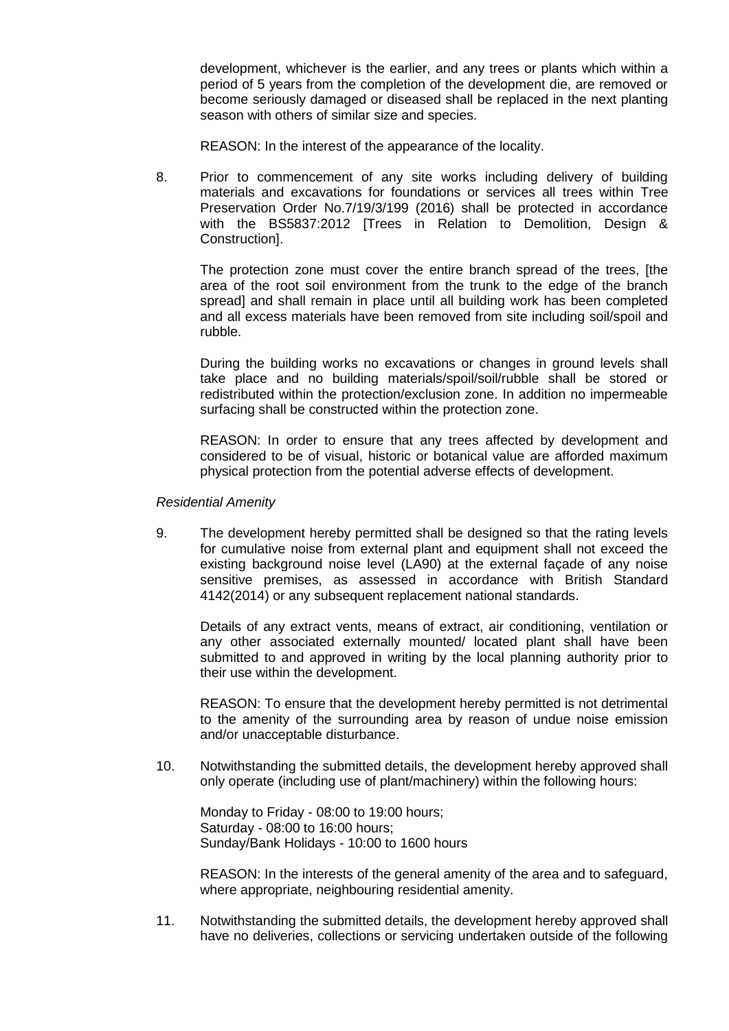development, whichever is the earlier, and any trees or plants which within a period of 5 years from the completion of the development die, are removed or become seriously damaged or diseased shall be replaced in the next planting season with others of similar size and species.

REASON: In the interest of the appearance of the locality.

8. Prior to commencement of any site works including delivery of building materials and excavations for foundations or services all trees within Tree Preservation Order No.7/19/3/199 (2016) shall be protected in accordance with the BS5837:2012 [Trees in Relation to Demolition, Design & Construction].

   The protection zone must cover the entire branch spread of the trees, [the area of the root soil environment from the trunk to the edge of the branch spread] and shall remain in place until all building work has been completed and all excess materials have been removed from site including soil/spoil and rubble.

   During the building works no excavations or changes in ground levels shall take place and no building materials/spoil/soil/rubble shall be stored or redistributed within the protection/exclusion zone. In addition no impermeable surfacing shall be constructed within the protection zone.

   REASON: In order to ensure that any trees affected by development and considered to be of visual, historic or botanical value are afforded maximum physical protection from the potential adverse effects of development.

*Residential Amenity*

9. The development hereby permitted shall be designed so that the rating levels for cumulative noise from external plant and equipment shall not exceed the existing background noise level (LA90) at the external façade of any noise sensitive premises, as assessed in accordance with British Standard 4142(2014) or any subsequent replacement national standards.

   Details of any extract vents, means of extract, air conditioning, ventilation or any other associated externally mounted/ located plant shall have been submitted to and approved in writing by the local planning authority prior to their use within the development.

   REASON: To ensure that the development hereby permitted is not detrimental to the amenity of the surrounding area by reason of undue noise emission and/or unacceptable disturbance.

10. Notwithstanding the submitted details, the development hereby approved shall only operate (including use of plant/machinery) within the following hours:

    Monday to Friday - 08:00 to 19:00 hours;
    Saturday - 08:00 to 16:00 hours;
    Sunday/Bank Holidays - 10:00 to 1600 hours

    REASON: In the interests of the general amenity of the area and to safeguard, where appropriate, neighbouring residential amenity.

11. Notwithstanding the submitted details, the development hereby approved shall have no deliveries, collections or servicing undertaken outside of the following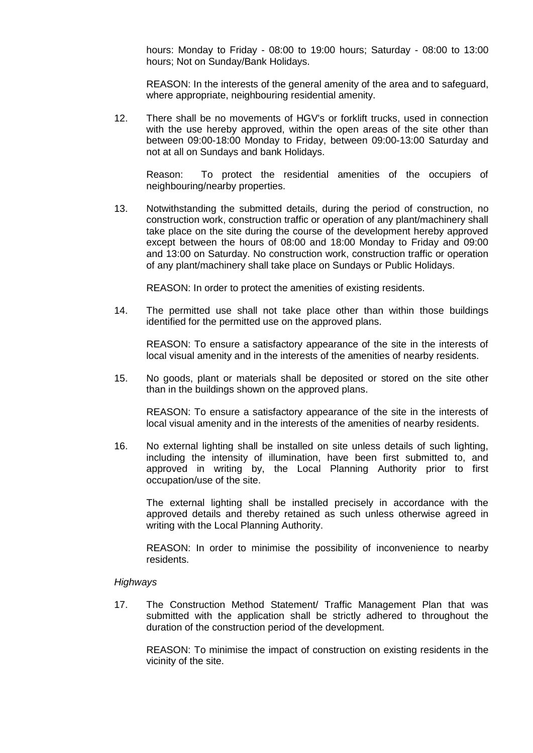hours: Monday to Friday - 08:00 to 19:00 hours; Saturday - 08:00 to 13:00 hours; Not on Sunday/Bank Holidays.

REASON: In the interests of the general amenity of the area and to safeguard, where appropriate, neighbouring residential amenity.

12. There shall be no movements of HGV's or forklift trucks, used in connection with the use hereby approved, within the open areas of the site other than between 09:00-18:00 Monday to Friday, between 09:00-13:00 Saturday and not at all on Sundays and bank Holidays.

    Reason: To protect the residential amenities of the occupiers of neighbouring/nearby properties.

13. Notwithstanding the submitted details, during the period of construction, no construction work, construction traffic or operation of any plant/machinery shall take place on the site during the course of the development hereby approved except between the hours of 08:00 and 18:00 Monday to Friday and 09:00 and 13:00 on Saturday. No construction work, construction traffic or operation of any plant/machinery shall take place on Sundays or Public Holidays.

    REASON: In order to protect the amenities of existing residents.

14. The permitted use shall not take place other than within those buildings identified for the permitted use on the approved plans.

    REASON: To ensure a satisfactory appearance of the site in the interests of local visual amenity and in the interests of the amenities of nearby residents.

15. No goods, plant or materials shall be deposited or stored on the site other than in the buildings shown on the approved plans.

    REASON: To ensure a satisfactory appearance of the site in the interests of local visual amenity and in the interests of the amenities of nearby residents.

16. No external lighting shall be installed on site unless details of such lighting, including the intensity of illumination, have been first submitted to, and approved in writing by, the Local Planning Authority prior to first occupation/use of the site.

    The external lighting shall be installed precisely in accordance with the approved details and thereby retained as such unless otherwise agreed in writing with the Local Planning Authority.

    REASON: In order to minimise the possibility of inconvenience to nearby residents.

*Highways*

17. The Construction Method Statement/ Traffic Management Plan that was submitted with the application shall be strictly adhered to throughout the duration of the construction period of the development.

    REASON: To minimise the impact of construction on existing residents in the vicinity of the site.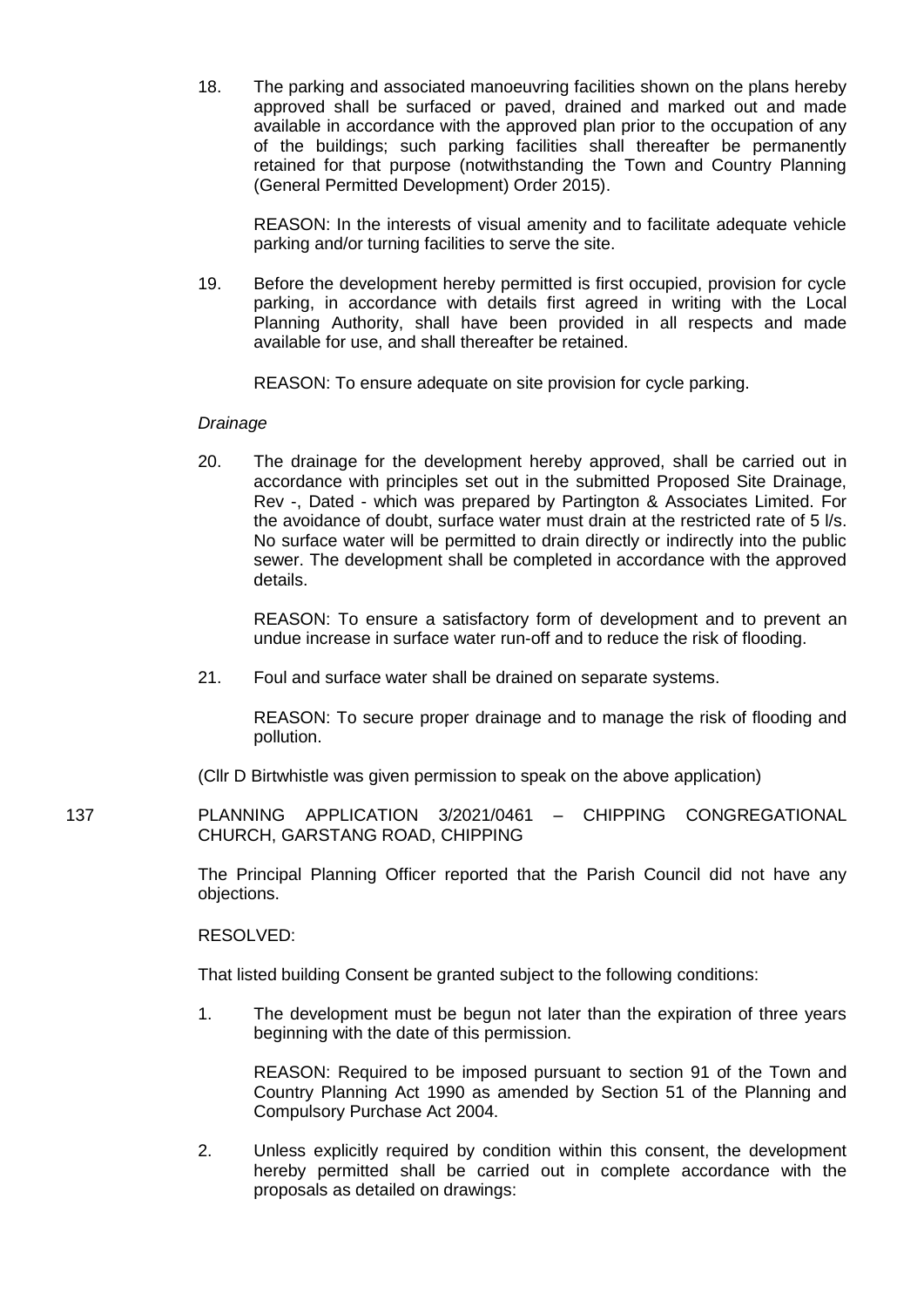18. The parking and associated manoeuvring facilities shown on the plans hereby approved shall be surfaced or paved, drained and marked out and made available in accordance with the approved plan prior to the occupation of any of the buildings; such parking facilities shall thereafter be permanently retained for that purpose (notwithstanding the Town and Country Planning (General Permitted Development) Order 2015).

    REASON: In the interests of visual amenity and to facilitate adequate vehicle parking and/or turning facilities to serve the site.

19. Before the development hereby permitted is first occupied, provision for cycle parking, in accordance with details first agreed in writing with the Local Planning Authority, shall have been provided in all respects and made available for use, and shall thereafter be retained.

    REASON: To ensure adequate on site provision for cycle parking.

*Drainage*

20. The drainage for the development hereby approved, shall be carried out in accordance with principles set out in the submitted Proposed Site Drainage, Rev -, Dated - which was prepared by Partington & Associates Limited. For the avoidance of doubt, surface water must drain at the restricted rate of 5 l/s. No surface water will be permitted to drain directly or indirectly into the public sewer. The development shall be completed in accordance with the approved details.

    REASON: To ensure a satisfactory form of development and to prevent an undue increase in surface water run-off and to reduce the risk of flooding.

21. Foul and surface water shall be drained on separate systems.

    REASON: To secure proper drainage and to manage the risk of flooding and pollution.

(Cllr D Birtwhistle was given permission to speak on the above application)

137 PLANNING APPLICATION 3/2021/0461 – CHIPPING CONGREGATIONAL CHURCH, GARSTANG ROAD, CHIPPING

The Principal Planning Officer reported that the Parish Council did not have any objections.

RESOLVED:

That listed building Consent be granted subject to the following conditions:

1. The development must be begun not later than the expiration of three years beginning with the date of this permission.

    REASON: Required to be imposed pursuant to section 91 of the Town and Country Planning Act 1990 as amended by Section 51 of the Planning and Compulsory Purchase Act 2004.

2. Unless explicitly required by condition within this consent, the development hereby permitted shall be carried out in complete accordance with the proposals as detailed on drawings: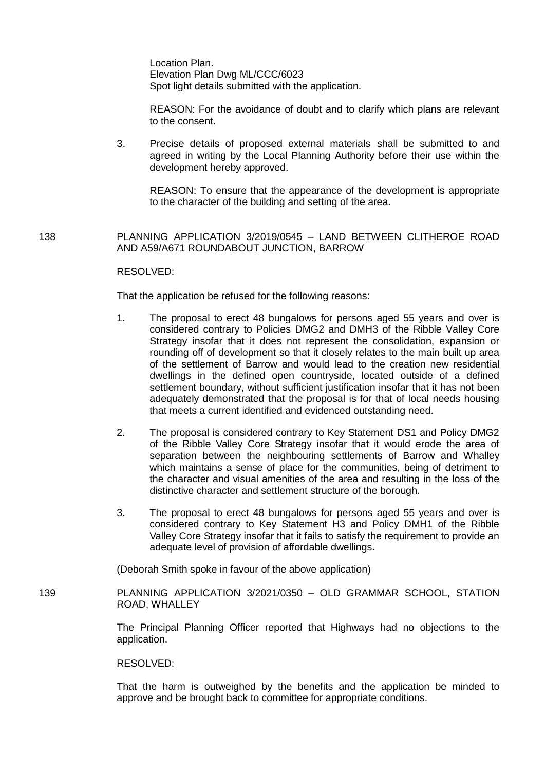Location Plan.
Elevation Plan Dwg ML/CCC/6023
Spot light details submitted with the application.

REASON: For the avoidance of doubt and to clarify which plans are relevant to the consent.

3. Precise details of proposed external materials shall be submitted to and agreed in writing by the Local Planning Authority before their use within the development hereby approved.

   REASON: To ensure that the appearance of the development is appropriate to the character of the building and setting of the area.

138 PLANNING APPLICATION 3/2019/0545 – LAND BETWEEN CLITHEROE ROAD AND A59/A671 ROUNDABOUT JUNCTION, BARROW

RESOLVED:

That the application be refused for the following reasons:

1. The proposal to erect 48 bungalows for persons aged 55 years and over is considered contrary to Policies DMG2 and DMH3 of the Ribble Valley Core Strategy insofar that it does not represent the consolidation, expansion or rounding off of development so that it closely relates to the main built up area of the settlement of Barrow and would lead to the creation new residential dwellings in the defined open countryside, located outside of a defined settlement boundary, without sufficient justification insofar that it has not been adequately demonstrated that the proposal is for that of local needs housing that meets a current identified and evidenced outstanding need.

2. The proposal is considered contrary to Key Statement DS1 and Policy DMG2 of the Ribble Valley Core Strategy insofar that it would erode the area of separation between the neighbouring settlements of Barrow and Whalley which maintains a sense of place for the communities, being of detriment to the character and visual amenities of the area and resulting in the loss of the distinctive character and settlement structure of the borough.

3. The proposal to erect 48 bungalows for persons aged 55 years and over is considered contrary to Key Statement H3 and Policy DMH1 of the Ribble Valley Core Strategy insofar that it fails to satisfy the requirement to provide an adequate level of provision of affordable dwellings.

(Deborah Smith spoke in favour of the above application)

139 PLANNING APPLICATION 3/2021/0350 – OLD GRAMMAR SCHOOL, STATION ROAD, WHALLEY

The Principal Planning Officer reported that Highways had no objections to the application.

RESOLVED:

That the harm is outweighed by the benefits and the application be minded to approve and be brought back to committee for appropriate conditions.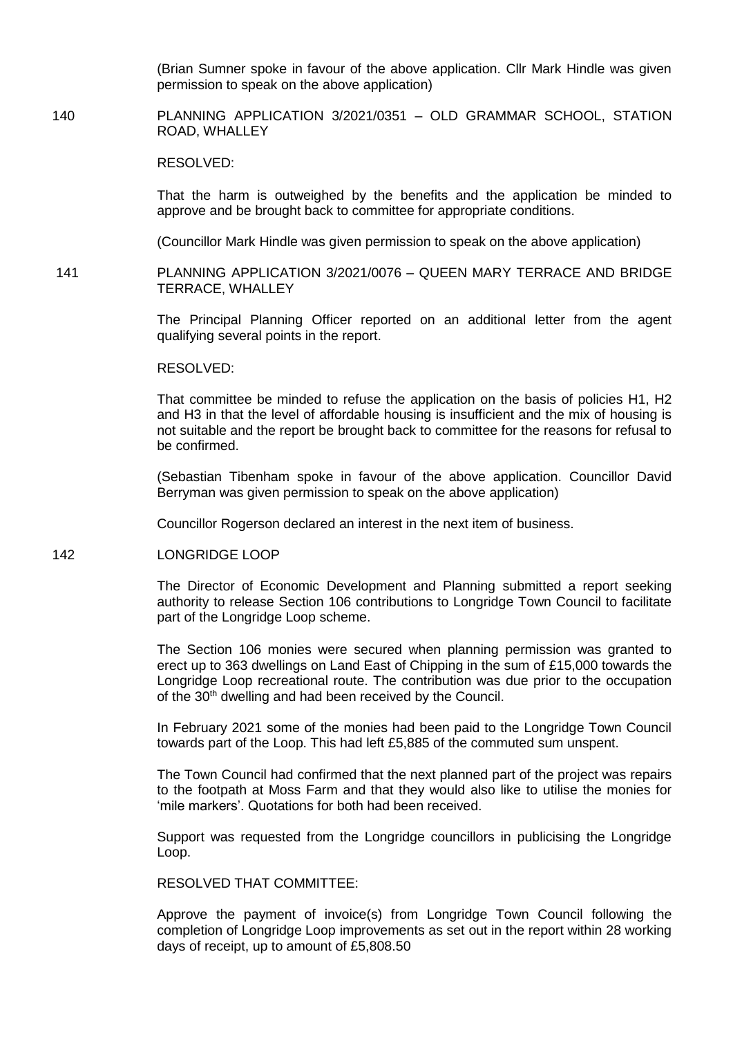(Brian Sumner spoke in favour of the above application. Cllr Mark Hindle was given permission to speak on the above application)

140 PLANNING APPLICATION 3/2021/0351 – OLD GRAMMAR SCHOOL, STATION ROAD, WHALLEY

RESOLVED:

That the harm is outweighed by the benefits and the application be minded to approve and be brought back to committee for appropriate conditions.

(Councillor Mark Hindle was given permission to speak on the above application)

141 PLANNING APPLICATION 3/2021/0076 – QUEEN MARY TERRACE AND BRIDGE TERRACE, WHALLEY

The Principal Planning Officer reported on an additional letter from the agent qualifying several points in the report.

RESOLVED:

That committee be minded to refuse the application on the basis of policies H1, H2 and H3 in that the level of affordable housing is insufficient and the mix of housing is not suitable and the report be brought back to committee for the reasons for refusal to be confirmed.

(Sebastian Tibenham spoke in favour of the above application. Councillor David Berryman was given permission to speak on the above application)

Councillor Rogerson declared an interest in the next item of business.

142 LONGRIDGE LOOP

The Director of Economic Development and Planning submitted a report seeking authority to release Section 106 contributions to Longridge Town Council to facilitate part of the Longridge Loop scheme.

The Section 106 monies were secured when planning permission was granted to erect up to 363 dwellings on Land East of Chipping in the sum of £15,000 towards the Longridge Loop recreational route. The contribution was due prior to the occupation of the 30th dwelling and had been received by the Council.

In February 2021 some of the monies had been paid to the Longridge Town Council towards part of the Loop. This had left £5,885 of the commuted sum unspent.

The Town Council had confirmed that the next planned part of the project was repairs to the footpath at Moss Farm and that they would also like to utilise the monies for 'mile markers'. Quotations for both had been received.

Support was requested from the Longridge councillors in publicising the Longridge Loop.

RESOLVED THAT COMMITTEE:

Approve the payment of invoice(s) from Longridge Town Council following the completion of Longridge Loop improvements as set out in the report within 28 working days of receipt, up to amount of £5,808.50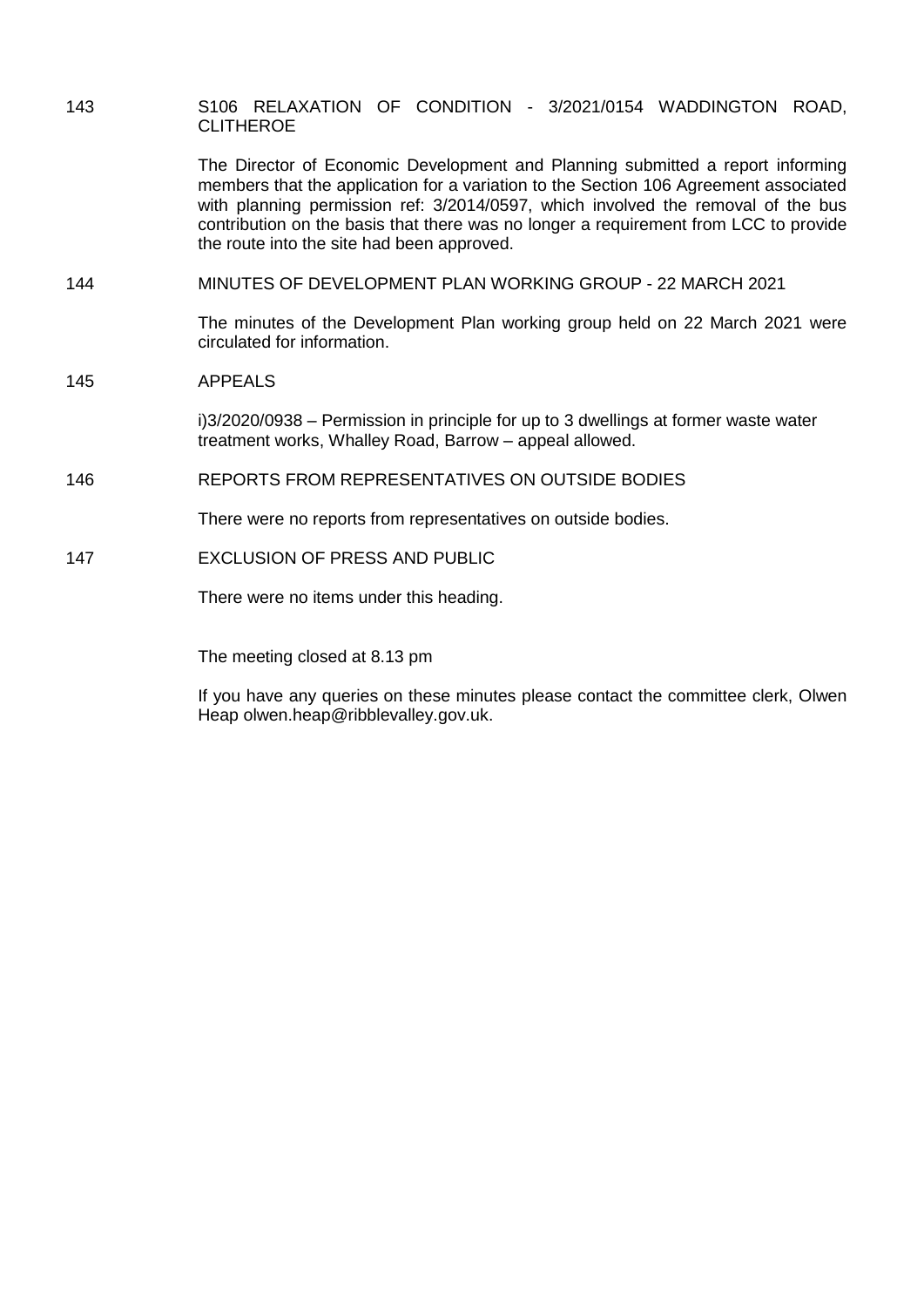143 S106 RELAXATION OF CONDITION - 3/2021/0154 WADDINGTON ROAD, CLITHEROE

The Director of Economic Development and Planning submitted a report informing members that the application for a variation to the Section 106 Agreement associated with planning permission ref: 3/2014/0597, which involved the removal of the bus contribution on the basis that there was no longer a requirement from LCC to provide the route into the site had been approved.

144 MINUTES OF DEVELOPMENT PLAN WORKING GROUP - 22 MARCH 2021

The minutes of the Development Plan working group held on 22 March 2021 were circulated for information.

145 APPEALS

i)3/2020/0938 – Permission in principle for up to 3 dwellings at former waste water treatment works, Whalley Road, Barrow – appeal allowed.

146 REPORTS FROM REPRESENTATIVES ON OUTSIDE BODIES

There were no reports from representatives on outside bodies.

147 EXCLUSION OF PRESS AND PUBLIC

There were no items under this heading.

The meeting closed at 8.13 pm

If you have any queries on these minutes please contact the committee clerk, Olwen Heap olwen.heap@ribblevalley.gov.uk.